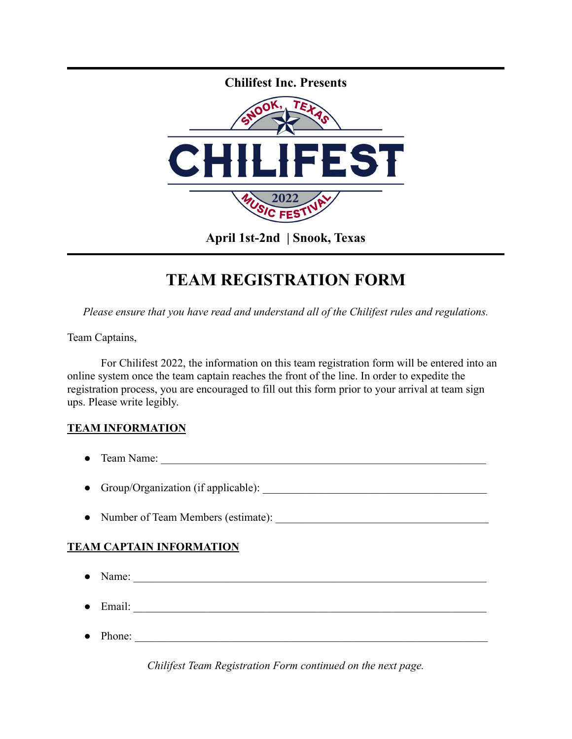**Chilifest Inc. Presents**

SNOOK, TEXAS

# CHILIFEST

2022

MUSIC FESTIVAL

**April 1st-2nd | Snook, Texas**

# TEAM REGISTRATION FORM

*Please ensure that you have read and understand all of the Chilifest rules and regulations.*

Team Captains,

For Chilifest 2022, the information on this team registration form will be entered into an online system once the team captain reaches the front of the line. In order to expedite the registration process, you are encouraged to fill out this form prior to your arrival at team sign ups. Please write legibly.

**TEAM INFORMATION**

- Team Name: ____________________________________________________________
- Group/Organization (if applicable): ________________________________________
- Number of Team Members (estimate): _______________________________________

**TEAM CAPTAIN INFORMATION**

- Name: _________________________________________________________________
- Email: _________________________________________________________________
- Phone: _________________________________________________________________

*Chilifest Team Registration Form continued on the next page.*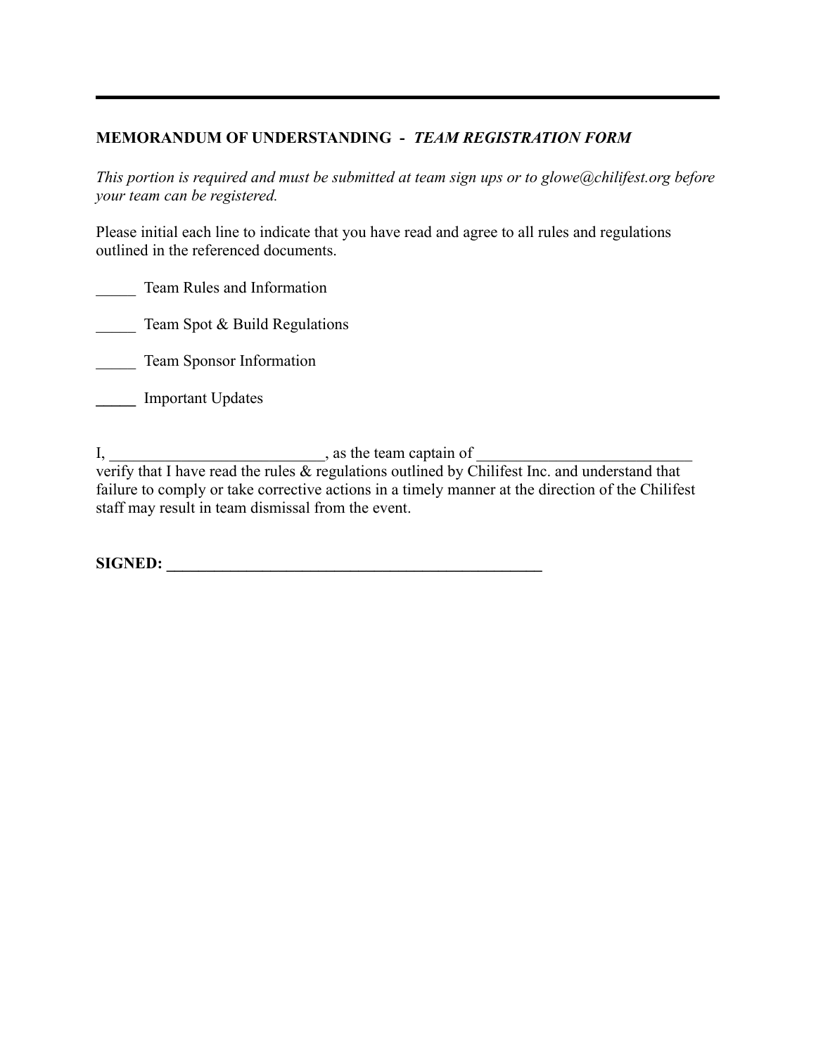---

**MEMORANDUM OF UNDERSTANDING - *TEAM REGISTRATION FORM***

*This portion is required and must be submitted at team sign ups or to glowe@chilifest.org before your team can be registered.*

Please initial each line to indicate that you have read and agree to all rules and regulations outlined in the referenced documents.

_____ Team Rules and Information

_____ Team Spot & Build Regulations

_____ Team Sponsor Information

_____ Important Updates

I, ___________________________, as the team captain of ___________________________ verify that I have read the rules & regulations outlined by Chilifest Inc. and understand that failure to comply or take corrective actions in a timely manner at the direction of the Chilifest staff may result in team dismissal from the event.

**SIGNED: ________________________________________________**